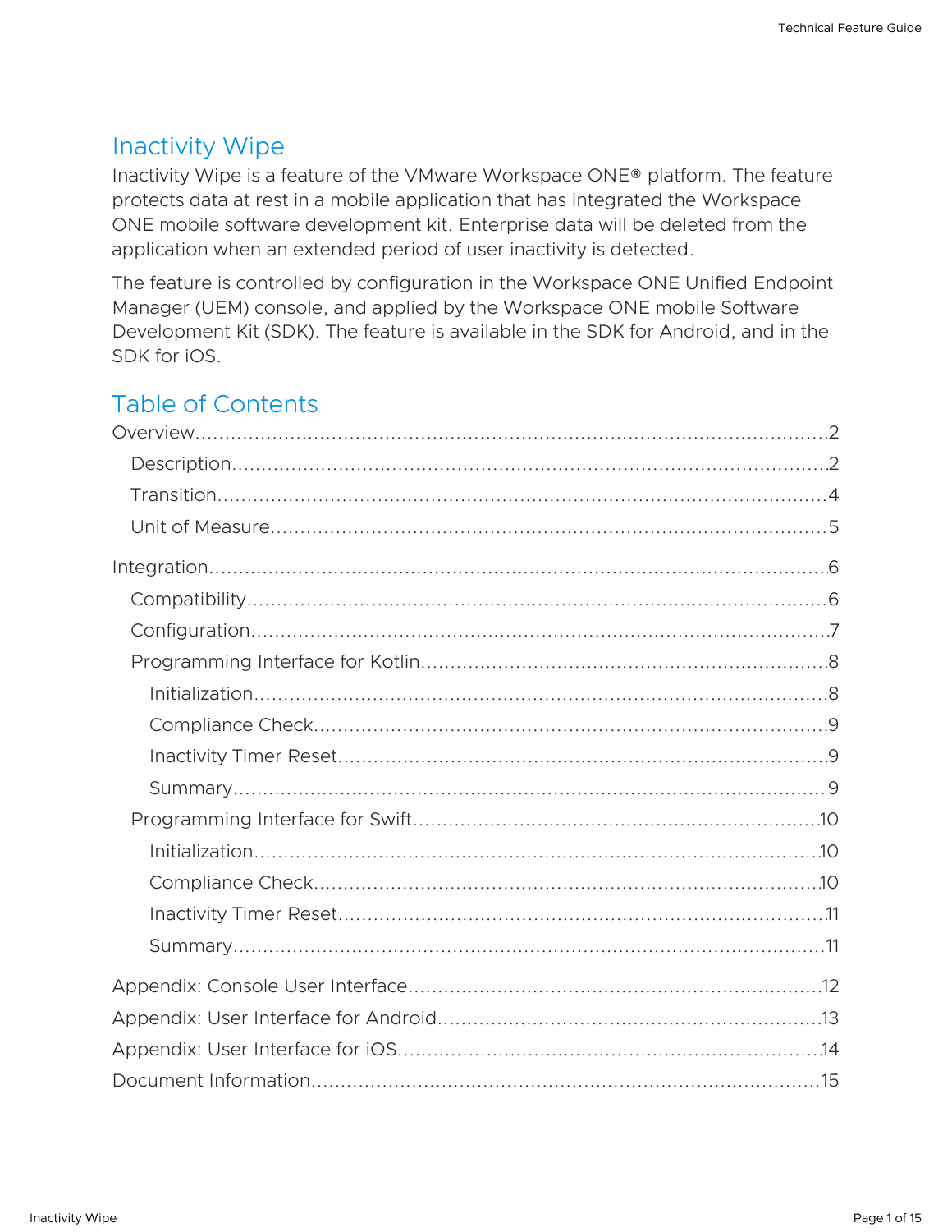# Inactivity Wipe

Inactivity Wipe is a feature of the VMware Workspace ONE® platform. The feature protects data at rest in a mobile application that has integrated the Workspace ONE mobile software development kit. Enterprise data will be deleted from the application when an extended period of user inactivity is detected.

The feature is controlled by configuration in the Workspace ONE Unified Endpoint Manager (UEM) console, and applied by the Workspace ONE mobile Software Development Kit (SDK). The feature is available in the SDK for Android, and in the SDK for iOS.

## Table of Contents

- Overview....2
  - Description....2
  - Transition....4
  - Unit of Measure....5
- Integration....6
  - Compatibility....6
  - Configuration....7
  - Programming Interface for Kotlin....8
    - Initialization....8
    - Compliance Check....9
    - Inactivity Timer Reset....9
    - Summary....9
  - Programming Interface for Swift....10
    - Initialization....10
    - Compliance Check....10
    - Inactivity Timer Reset....11
    - Summary....11
- Appendix: Console User Interface....12
- Appendix: User Interface for Android....13
- Appendix: User Interface for iOS....14
- Document Information....15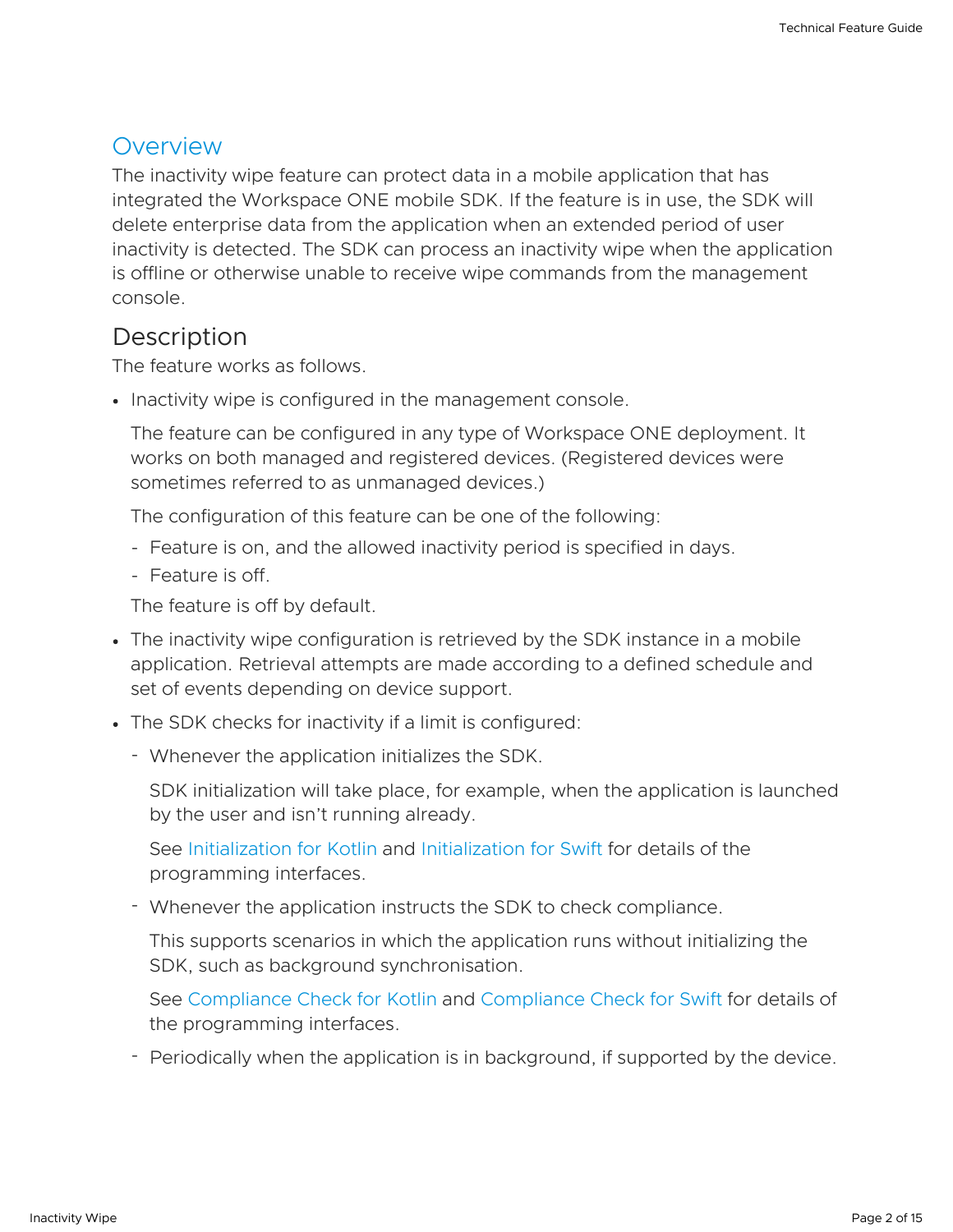## Overview

The inactivity wipe feature can protect data in a mobile application that has integrated the Workspace ONE mobile SDK. If the feature is in use, the SDK will delete enterprise data from the application when an extended period of user inactivity is detected. The SDK can process an inactivity wipe when the application is offline or otherwise unable to receive wipe commands from the management console.

## Description

The feature works as follows.

- Inactivity wipe is configured in the management console.

  The feature can be configured in any type of Workspace ONE deployment. It works on both managed and registered devices. (Registered devices were sometimes referred to as unmanaged devices.)

  The configuration of this feature can be one of the following:

  - Feature is on, and the allowed inactivity period is specified in days.
  - Feature is off.

  The feature is off by default.

- The inactivity wipe configuration is retrieved by the SDK instance in a mobile application. Retrieval attempts are made according to a defined schedule and set of events depending on device support.

- The SDK checks for inactivity if a limit is configured:

  - Whenever the application initializes the SDK.

    SDK initialization will take place, for example, when the application is launched by the user and isn't running already.

    See Initialization for Kotlin and Initialization for Swift for details of the programming interfaces.

  - Whenever the application instructs the SDK to check compliance.

    This supports scenarios in which the application runs without initializing the SDK, such as background synchronisation.

    See Compliance Check for Kotlin and Compliance Check for Swift for details of the programming interfaces.

  - Periodically when the application is in background, if supported by the device.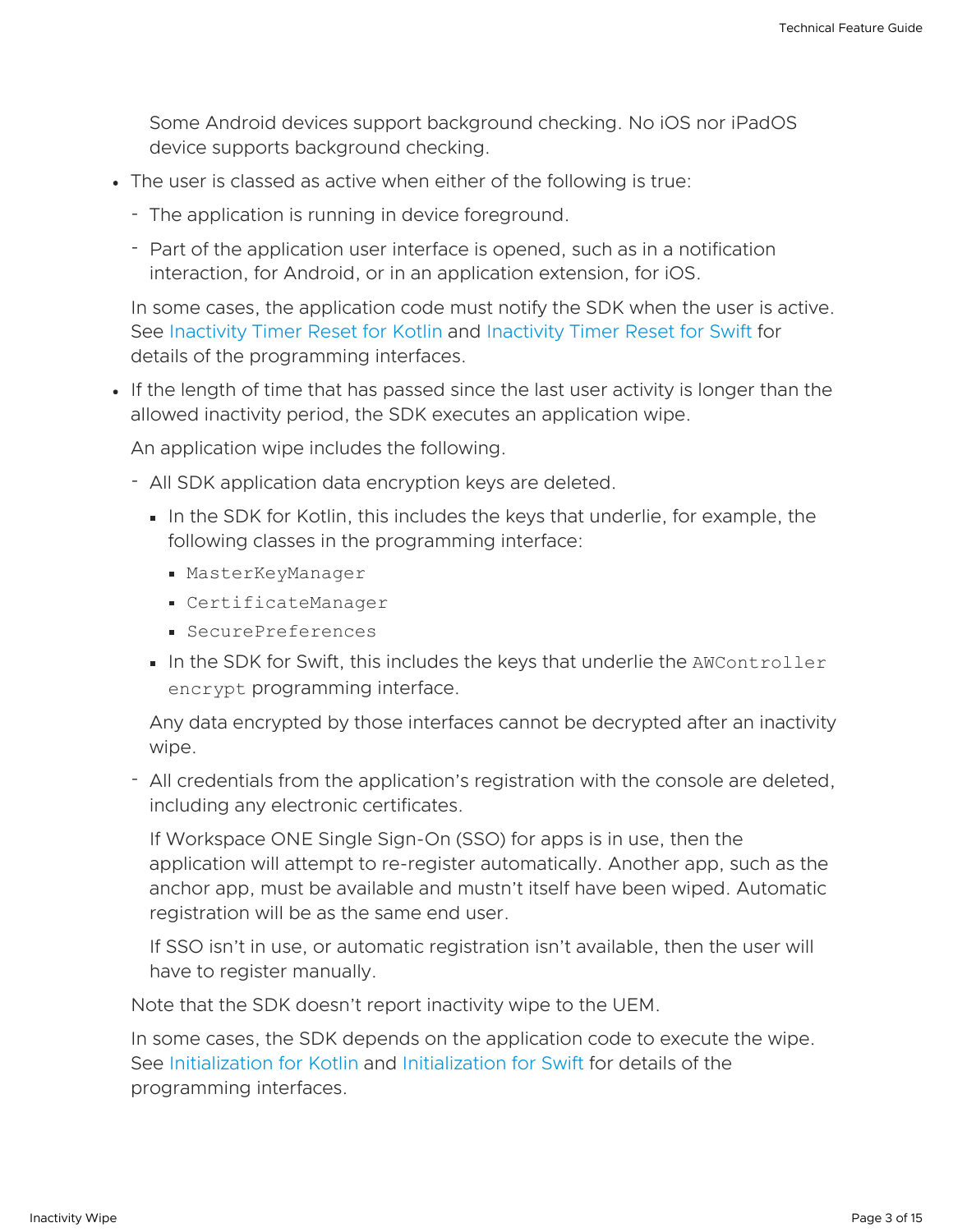Some Android devices support background checking. No iOS nor iPadOS device supports background checking.

- The user is classed as active when either of the following is true:
  - The application is running in device foreground.
  - Part of the application user interface is opened, such as in a notification interaction, for Android, or in an application extension, for iOS.

  In some cases, the application code must notify the SDK when the user is active. See Inactivity Timer Reset for Kotlin and Inactivity Timer Reset for Swift for details of the programming interfaces.

- If the length of time that has passed since the last user activity is longer than the allowed inactivity period, the SDK executes an application wipe.

  An application wipe includes the following.

  - All SDK application data encryption keys are deleted.
    - In the SDK for Kotlin, this includes the keys that underlie, for example, the following classes in the programming interface:
      - `MasterKeyManager`
      - `CertificateManager`
      - `SecurePreferences`
    - In the SDK for Swift, this includes the keys that underlie the `AWController encrypt` programming interface.

    Any data encrypted by those interfaces cannot be decrypted after an inactivity wipe.

  - All credentials from the application's registration with the console are deleted, including any electronic certificates.

    If Workspace ONE Single Sign-On (SSO) for apps is in use, then the application will attempt to re-register automatically. Another app, such as the anchor app, must be available and mustn't itself have been wiped. Automatic registration will be as the same end user.

    If SSO isn't in use, or automatic registration isn't available, then the user will have to register manually.

  Note that the SDK doesn't report inactivity wipe to the UEM.

  In some cases, the SDK depends on the application code to execute the wipe. See Initialization for Kotlin and Initialization for Swift for details of the programming interfaces.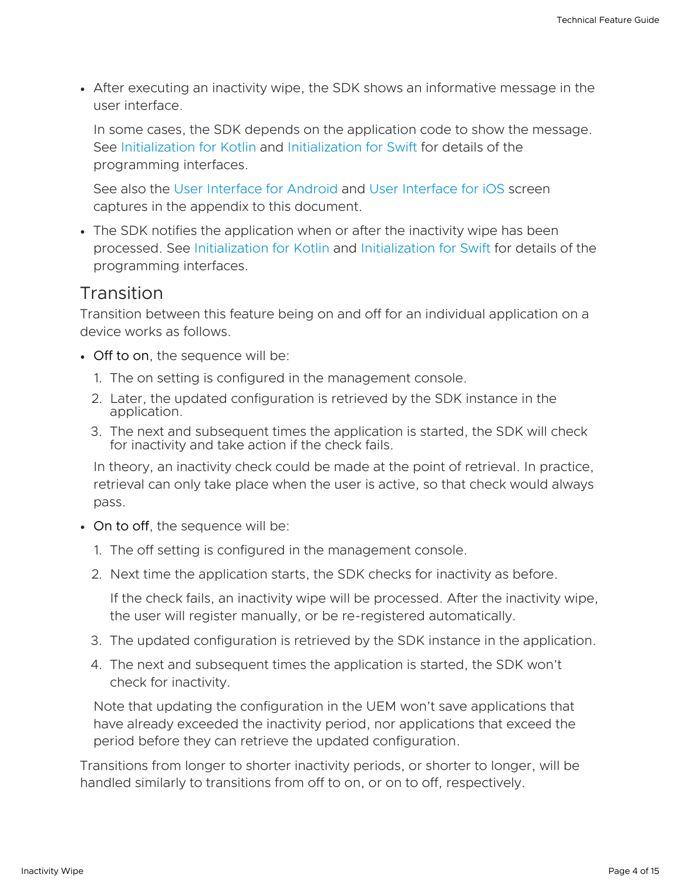- After executing an inactivity wipe, the SDK shows an informative message in the user interface.

  In some cases, the SDK depends on the application code to show the message. See Initialization for Kotlin and Initialization for Swift for details of the programming interfaces.

  See also the User Interface for Android and User Interface for iOS screen captures in the appendix to this document.

- The SDK notifies the application when or after the inactivity wipe has been processed. See Initialization for Kotlin and Initialization for Swift for details of the programming interfaces.

## Transition

Transition between this feature being on and off for an individual application on a device works as follows.

- Off to on, the sequence will be:
  1. The on setting is configured in the management console.
  2. Later, the updated configuration is retrieved by the SDK instance in the application.
  3. The next and subsequent times the application is started, the SDK will check for inactivity and take action if the check fails.

  In theory, an inactivity check could be made at the point of retrieval. In practice, retrieval can only take place when the user is active, so that check would always pass.

- On to off, the sequence will be:
  1. The off setting is configured in the management console.
  2. Next time the application starts, the SDK checks for inactivity as before.

     If the check fails, an inactivity wipe will be processed. After the inactivity wipe, the user will register manually, or be re-registered automatically.

  3. The updated configuration is retrieved by the SDK instance in the application.
  4. The next and subsequent times the application is started, the SDK won't check for inactivity.

  Note that updating the configuration in the UEM won't save applications that have already exceeded the inactivity period, nor applications that exceed the period before they can retrieve the updated configuration.

Transitions from longer to shorter inactivity periods, or shorter to longer, will be handled similarly to transitions from off to on, or on to off, respectively.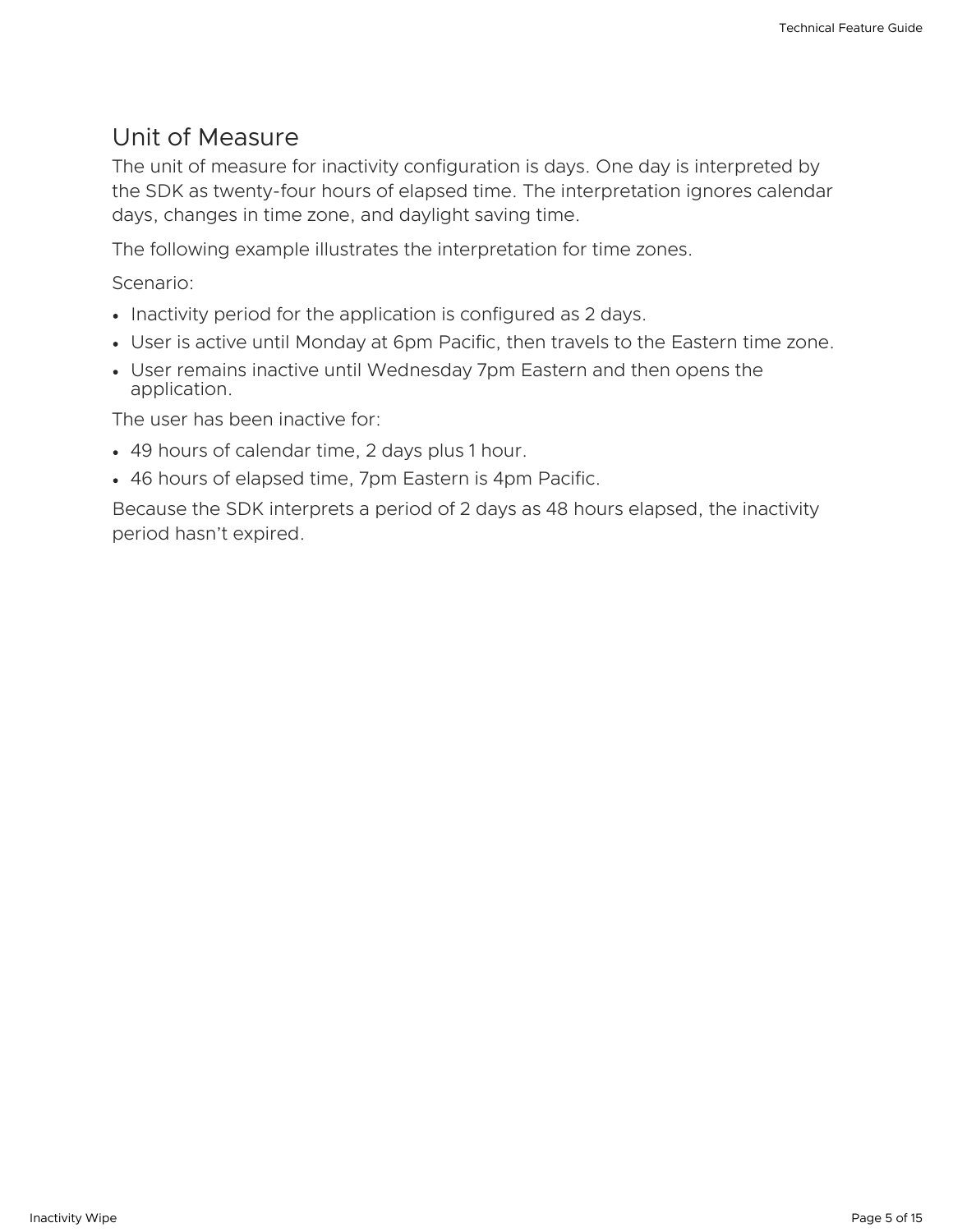## Unit of Measure

The unit of measure for inactivity configuration is days. One day is interpreted by the SDK as twenty-four hours of elapsed time. The interpretation ignores calendar days, changes in time zone, and daylight saving time.

The following example illustrates the interpretation for time zones.

Scenario:

- Inactivity period for the application is configured as 2 days.
- User is active until Monday at 6pm Pacific, then travels to the Eastern time zone.
- User remains inactive until Wednesday 7pm Eastern and then opens the application.

The user has been inactive for:

- 49 hours of calendar time, 2 days plus 1 hour.
- 46 hours of elapsed time, 7pm Eastern is 4pm Pacific.

Because the SDK interprets a period of 2 days as 48 hours elapsed, the inactivity period hasn't expired.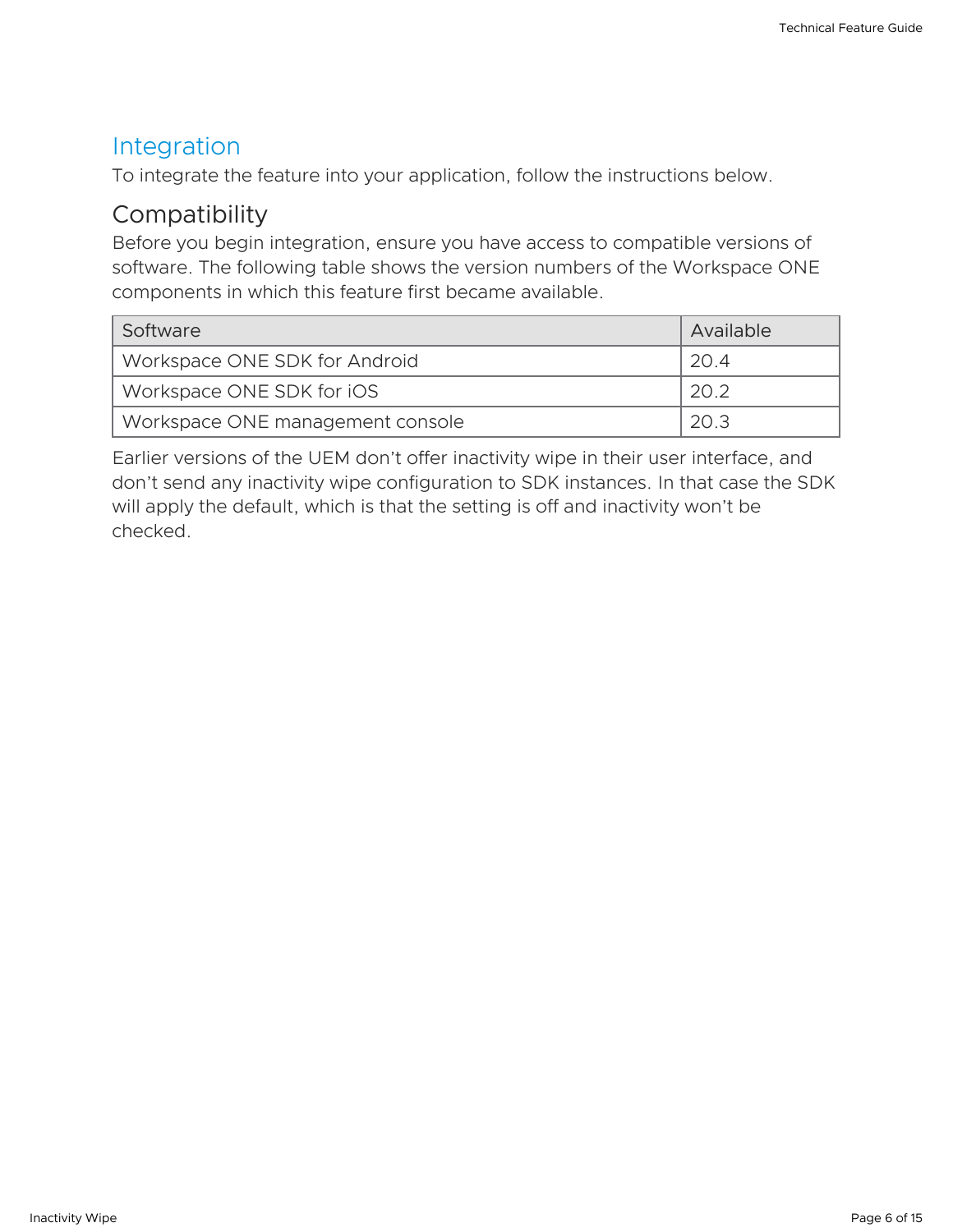## Integration

To integrate the feature into your application, follow the instructions below.

### Compatibility

Before you begin integration, ensure you have access to compatible versions of software. The following table shows the version numbers of the Workspace ONE components in which this feature first became available.

| Software | Available |
|---|---|
| Workspace ONE SDK for Android | 20.4 |
| Workspace ONE SDK for iOS | 20.2 |
| Workspace ONE management console | 20.3 |

Earlier versions of the UEM don't offer inactivity wipe in their user interface, and don't send any inactivity wipe configuration to SDK instances. In that case the SDK will apply the default, which is that the setting is off and inactivity won't be checked.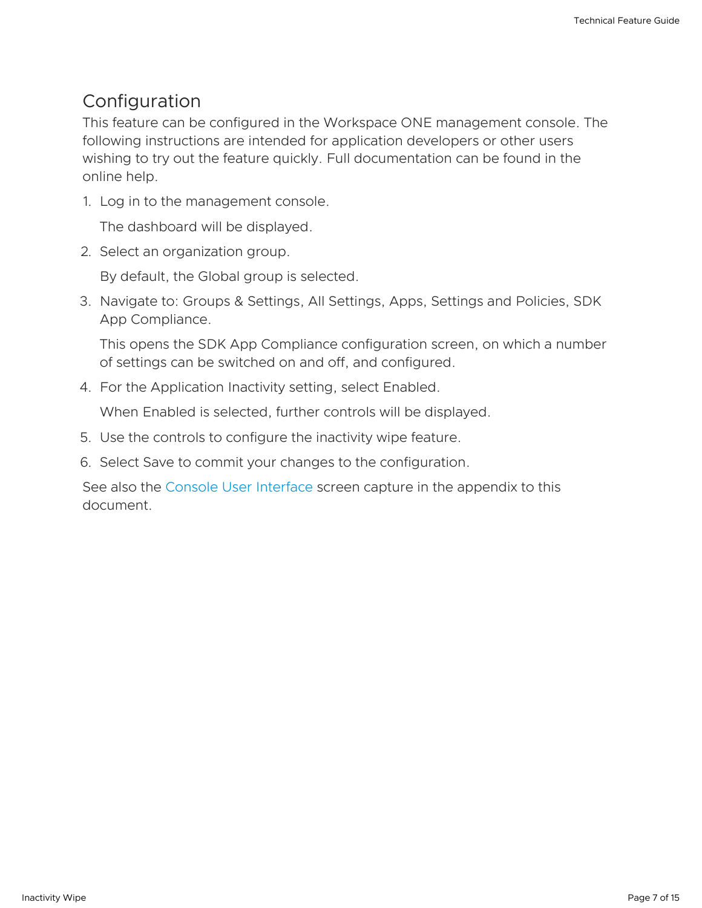## Configuration

This feature can be configured in the Workspace ONE management console. The following instructions are intended for application developers or other users wishing to try out the feature quickly. Full documentation can be found in the online help.

1. Log in to the management console.

   The dashboard will be displayed.

2. Select an organization group.

   By default, the Global group is selected.

3. Navigate to: Groups & Settings, All Settings, Apps, Settings and Policies, SDK App Compliance.

   This opens the SDK App Compliance configuration screen, on which a number of settings can be switched on and off, and configured.

4. For the Application Inactivity setting, select Enabled.

   When Enabled is selected, further controls will be displayed.

5. Use the controls to configure the inactivity wipe feature.

6. Select Save to commit your changes to the configuration.

See also the Console User Interface screen capture in the appendix to this document.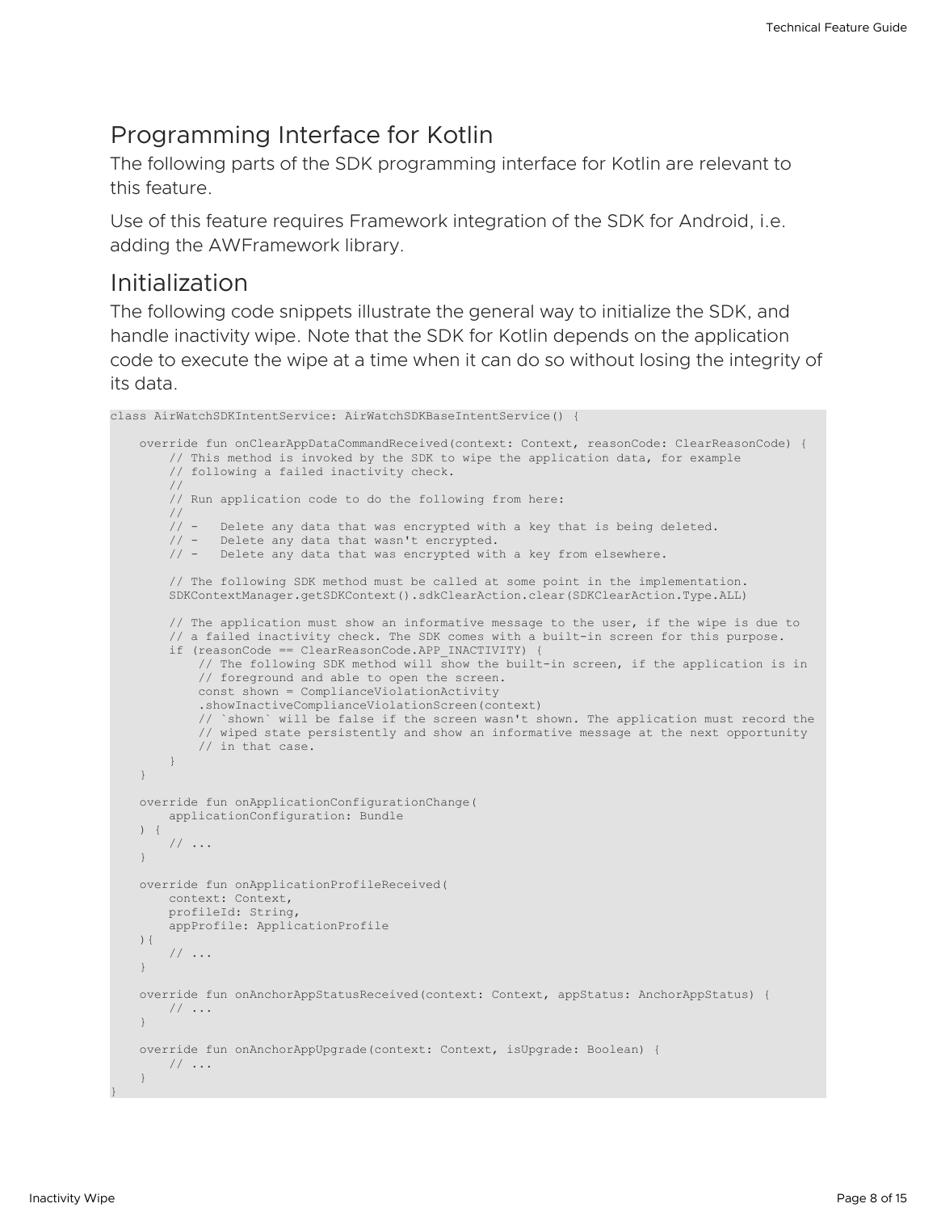## Programming Interface for Kotlin

The following parts of the SDK programming interface for Kotlin are relevant to this feature.

Use of this feature requires Framework integration of the SDK for Android, i.e. adding the AWFramework library.

## Initialization

The following code snippets illustrate the general way to initialize the SDK, and handle inactivity wipe. Note that the SDK for Kotlin depends on the application code to execute the wipe at a time when it can do so without losing the integrity of its data.

```
class AirWatchSDKIntentService: AirWatchSDKBaseIntentService() {

    override fun onClearAppDataCommandReceived(context: Context, reasonCode: ClearReasonCode) {
        // This method is invoked by the SDK to wipe the application data, for example
        // following a failed inactivity check.
        //
        // Run application code to do the following from here:
        //
        // -   Delete any data that was encrypted with a key that is being deleted.
        // -   Delete any data that wasn't encrypted.
        // -   Delete any data that was encrypted with a key from elsewhere.

        // The following SDK method must be called at some point in the implementation.
        SDKContextManager.getSDKContext().sdkClearAction.clear(SDKClearAction.Type.ALL)

        // The application must show an informative message to the user, if the wipe is due to
        // a failed inactivity check. The SDK comes with a built-in screen for this purpose.
        if (reasonCode == ClearReasonCode.APP_INACTIVITY) {
            // The following SDK method will show the built-in screen, if the application is in
            // foreground and able to open the screen.
            const shown = ComplianceViolationActivity
            .showInactiveComplianceViolationScreen(context)
            // `shown` will be false if the screen wasn't shown. The application must record the
            // wiped state persistently and show an informative message at the next opportunity
            // in that case.
        }
    }

    override fun onApplicationConfigurationChange(
        applicationConfiguration: Bundle
    ) {
        // ...
    }

    override fun onApplicationProfileReceived(
        context: Context,
        profileId: String,
        appProfile: ApplicationProfile
    ){
        // ...
    }

    override fun onAnchorAppStatusReceived(context: Context, appStatus: AnchorAppStatus) {
        // ...
    }

    override fun onAnchorAppUpgrade(context: Context, isUpgrade: Boolean) {
        // ...
    }
}
```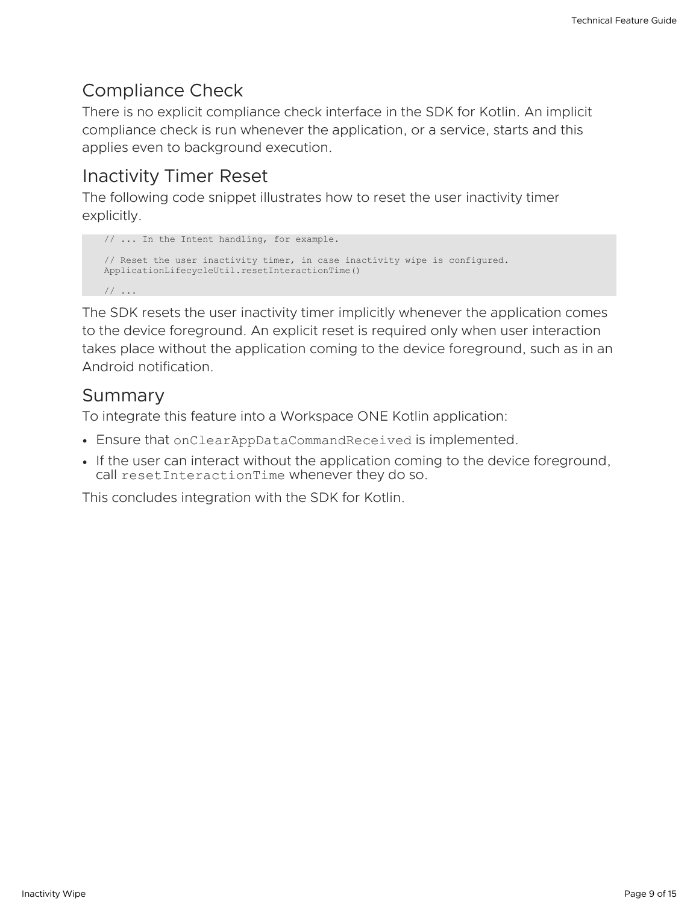## Compliance Check

There is no explicit compliance check interface in the SDK for Kotlin. An implicit compliance check is run whenever the application, or a service, starts and this applies even to background execution.

## Inactivity Timer Reset

The following code snippet illustrates how to reset the user inactivity timer explicitly.

```
// ... In the Intent handling, for example.

// Reset the user inactivity timer, in case inactivity wipe is configured.
ApplicationLifecycleUtil.resetInteractionTime()

// ...
```

The SDK resets the user inactivity timer implicitly whenever the application comes to the device foreground. An explicit reset is required only when user interaction takes place without the application coming to the device foreground, such as in an Android notification.

## Summary

To integrate this feature into a Workspace ONE Kotlin application:

- Ensure that `onClearAppDataCommandReceived` is implemented.
- If the user can interact without the application coming to the device foreground, call `resetInteractionTime` whenever they do so.

This concludes integration with the SDK for Kotlin.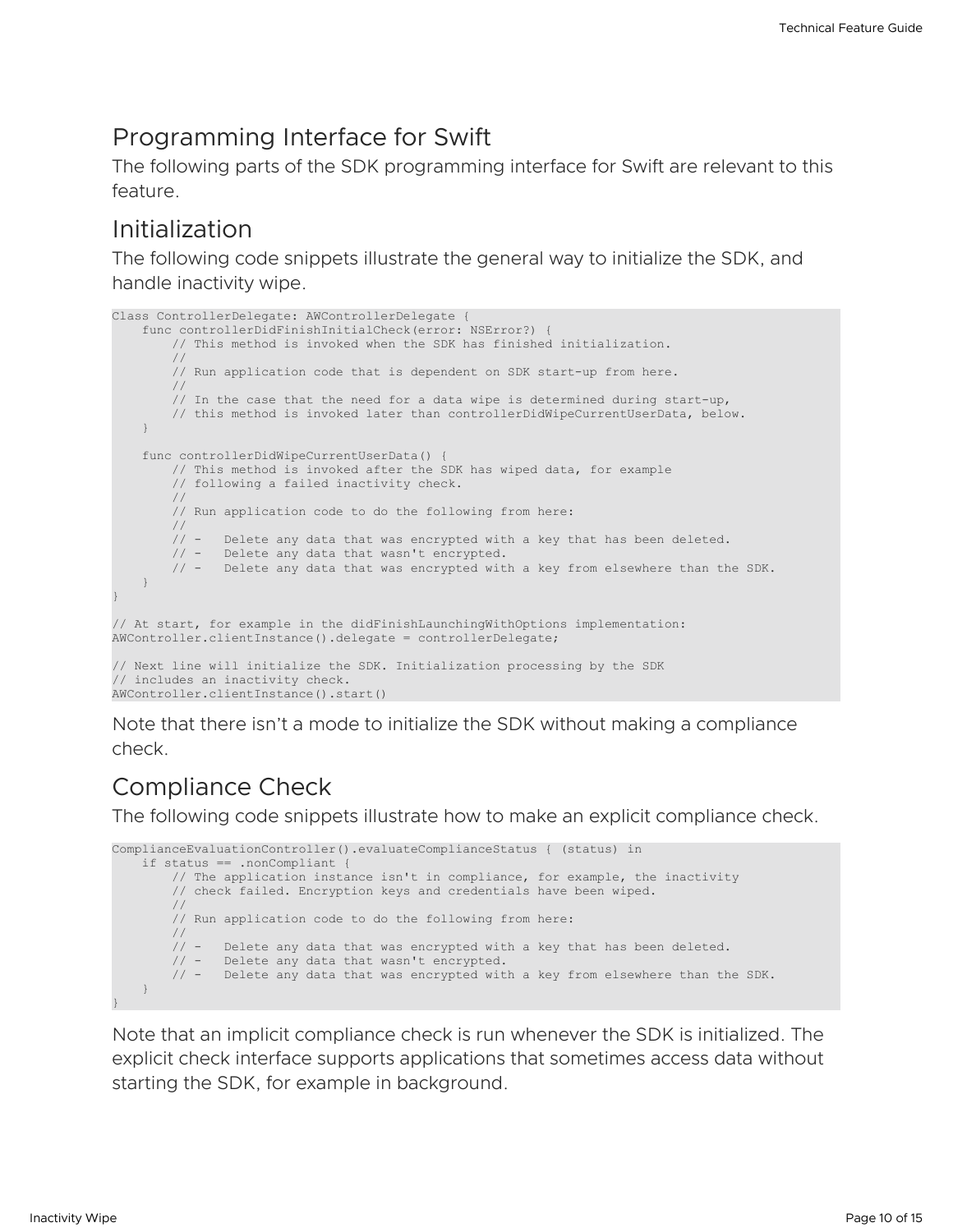## Programming Interface for Swift

The following parts of the SDK programming interface for Swift are relevant to this feature.

## Initialization

The following code snippets illustrate the general way to initialize the SDK, and handle inactivity wipe.

```
Class ControllerDelegate: AWControllerDelegate {
    func controllerDidFinishInitialCheck(error: NSError?) {
        // This method is invoked when the SDK has finished initialization.
        //
        // Run application code that is dependent on SDK start-up from here.
        //
        // In the case that the need for a data wipe is determined during start-up,
        // this method is invoked later than controllerDidWipeCurrentUserData, below.
    }

    func controllerDidWipeCurrentUserData() {
        // This method is invoked after the SDK has wiped data, for example
        // following a failed inactivity check.
        //
        // Run application code to do the following from here:
        //
        // -   Delete any data that was encrypted with a key that has been deleted.
        // -   Delete any data that wasn't encrypted.
        // -   Delete any data that was encrypted with a key from elsewhere than the SDK.
    }
}

// At start, for example in the didFinishLaunchingWithOptions implementation:
AWController.clientInstance().delegate = controllerDelegate;

// Next line will initialize the SDK. Initialization processing by the SDK
// includes an inactivity check.
AWController.clientInstance().start()
```

Note that there isn't a mode to initialize the SDK without making a compliance check.

## Compliance Check

The following code snippets illustrate how to make an explicit compliance check.

```
ComplianceEvaluationController().evaluateComplianceStatus { (status) in
    if status == .nonCompliant {
        // The application instance isn't in compliance, for example, the inactivity
        // check failed. Encryption keys and credentials have been wiped.
        //
        // Run application code to do the following from here:
        //
        // -   Delete any data that was encrypted with a key that has been deleted.
        // -   Delete any data that wasn't encrypted.
        // -   Delete any data that was encrypted with a key from elsewhere than the SDK.
    }
}
```

Note that an implicit compliance check is run whenever the SDK is initialized. The explicit check interface supports applications that sometimes access data without starting the SDK, for example in background.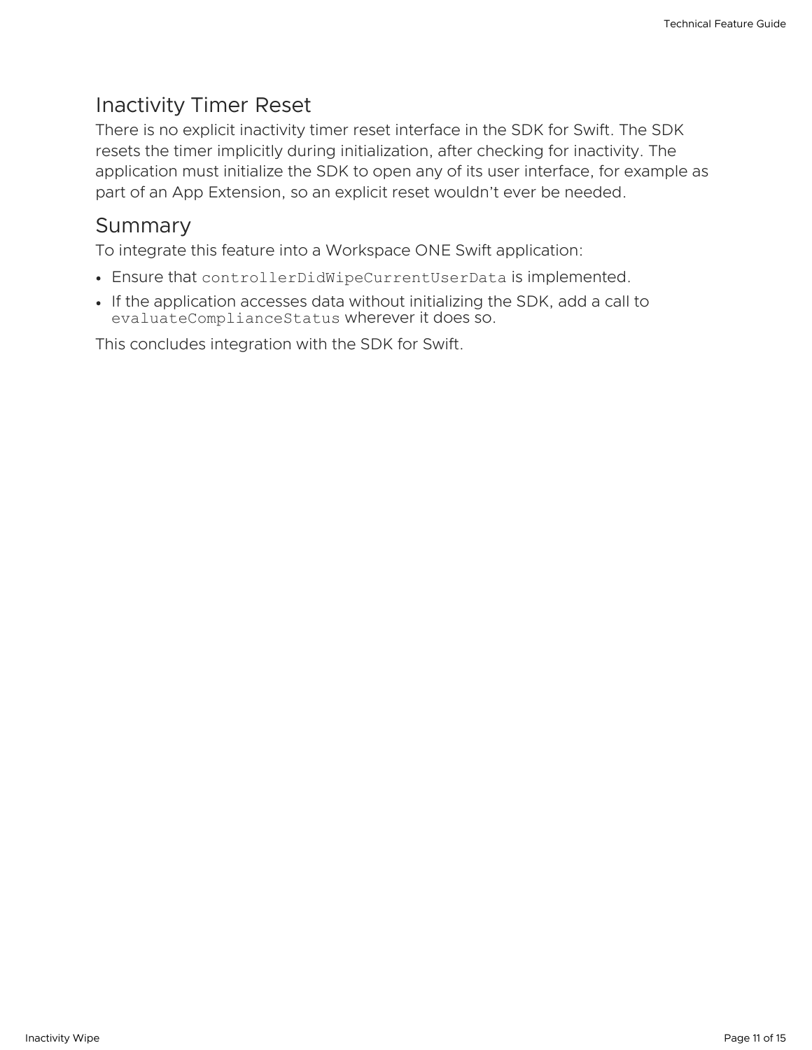## Inactivity Timer Reset

There is no explicit inactivity timer reset interface in the SDK for Swift. The SDK resets the timer implicitly during initialization, after checking for inactivity. The application must initialize the SDK to open any of its user interface, for example as part of an App Extension, so an explicit reset wouldn't ever be needed.

## Summary

To integrate this feature into a Workspace ONE Swift application:

- Ensure that `controllerDidWipeCurrentUserData` is implemented.
- If the application accesses data without initializing the SDK, add a call to `evaluateComplianceStatus` wherever it does so.

This concludes integration with the SDK for Swift.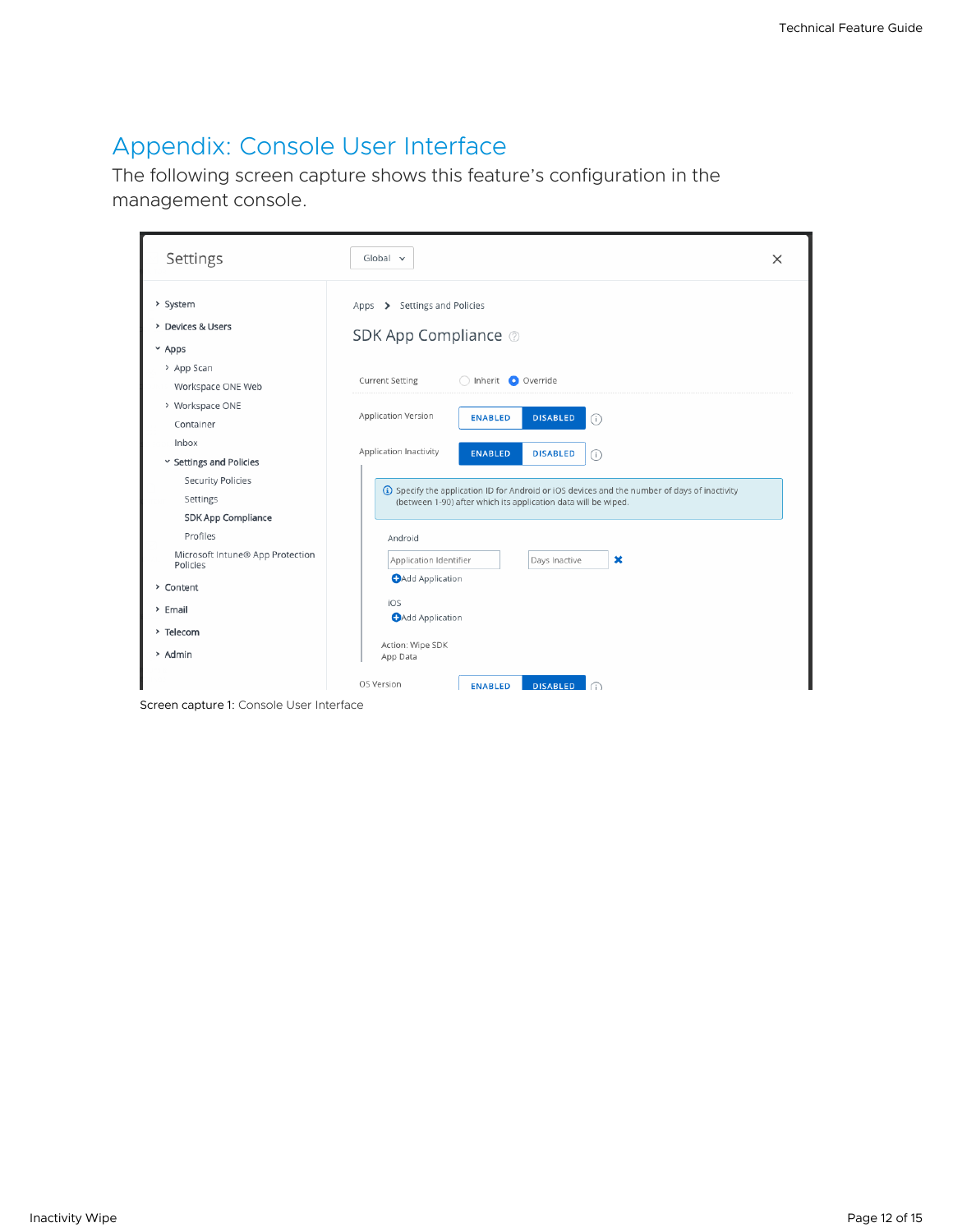# Appendix: Console User Interface

The following screen capture shows this feature's configuration in the management console.

Screen capture 1: Console User Interface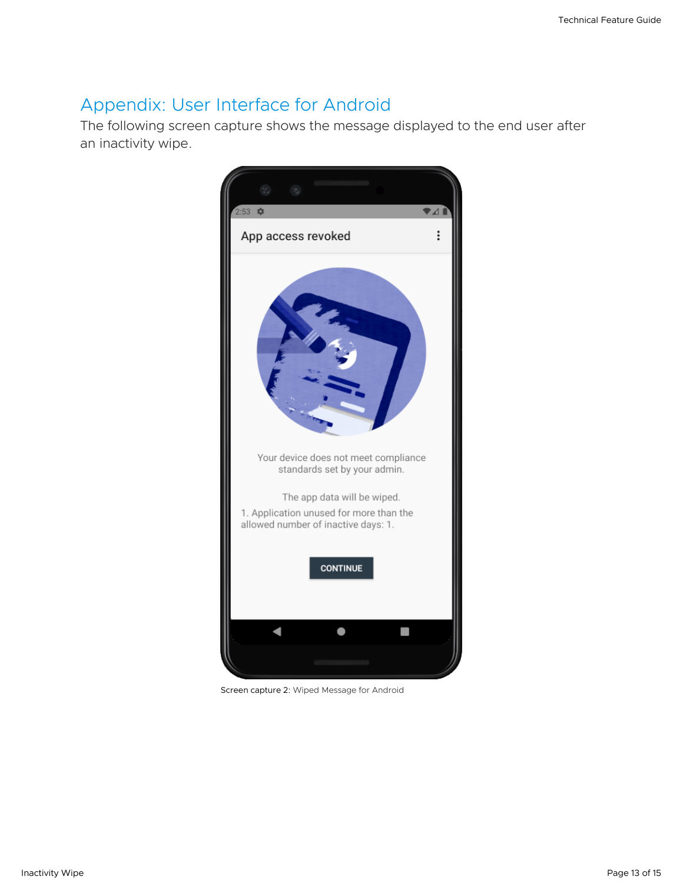## Appendix: User Interface for Android

The following screen capture shows the message displayed to the end user after an inactivity wipe.

Screen capture 2: Wiped Message for Android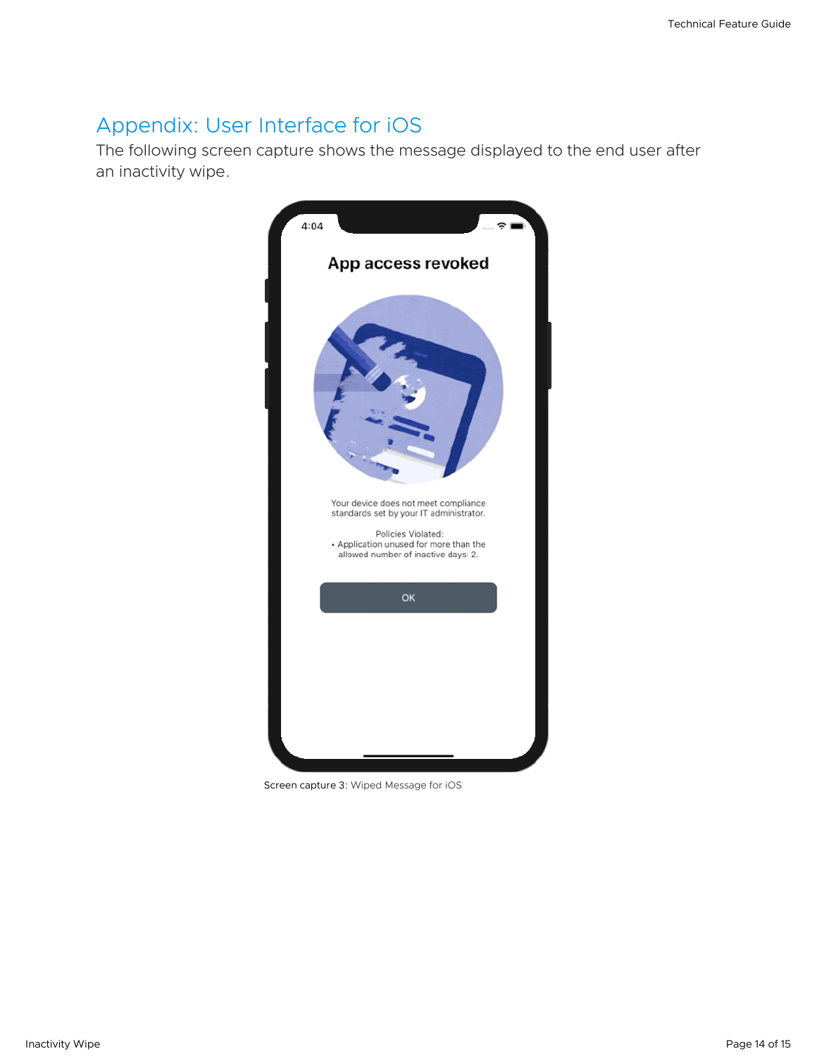## Appendix: User Interface for iOS

The following screen capture shows the message displayed to the end user after an inactivity wipe.

Screen capture 3: Wiped Message for iOS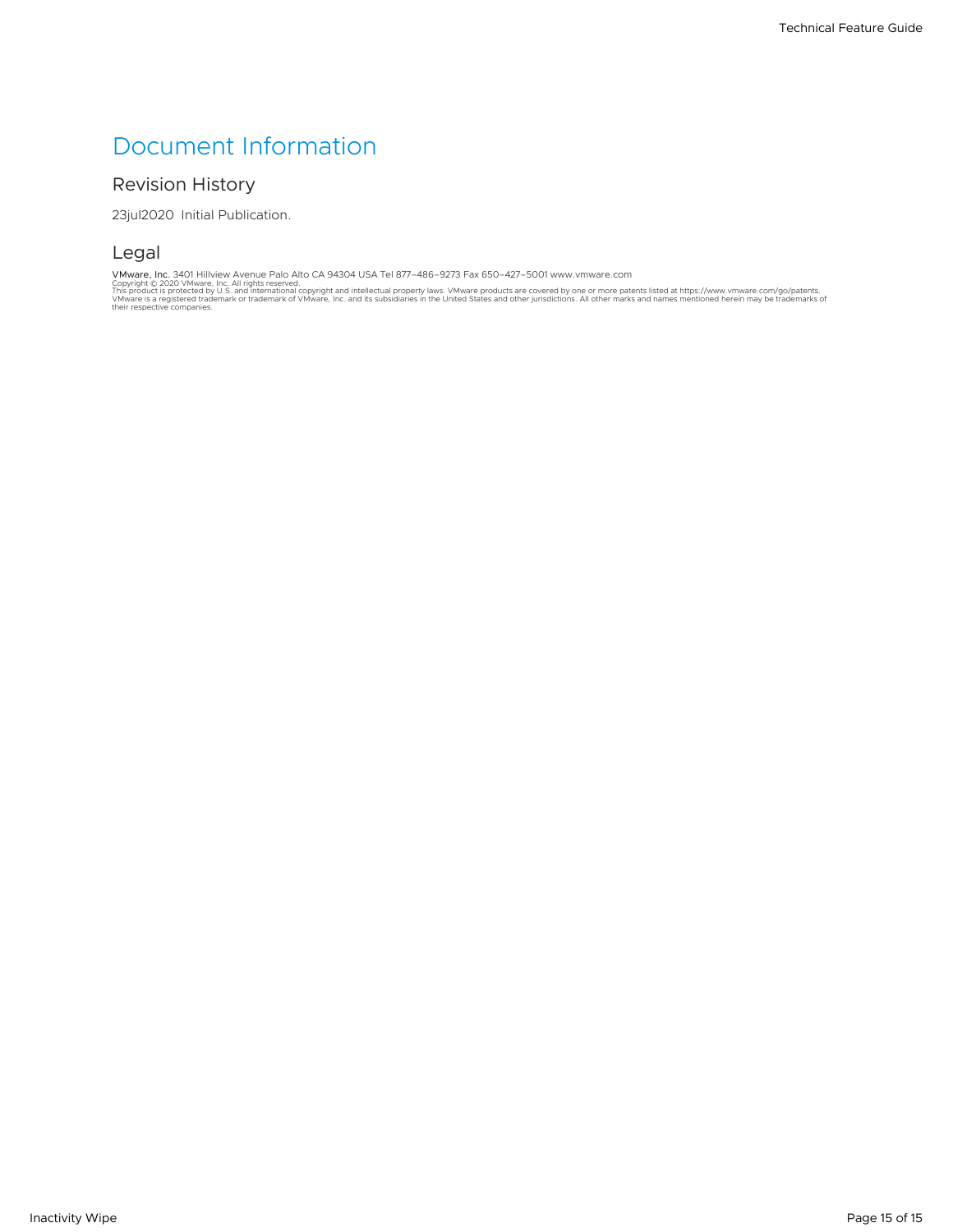# Document Information

## Revision History

23jul2020 Initial Publication.

## Legal

**VMware, Inc.** 3401 Hillview Avenue Palo Alto CA 94304 USA Tel 877-486-9273 Fax 650-427-5001 www.vmware.com
Copyright © 2020 VMware, Inc. All rights reserved.
This product is protected by U.S. and international copyright and intellectual property laws. VMware products are covered by one or more patents listed at https://www.vmware.com/go/patents.
VMware is a registered trademark or trademark of VMware, Inc. and its subsidiaries in the United States and other jurisdictions. All other marks and names mentioned herein may be trademarks of their respective companies.